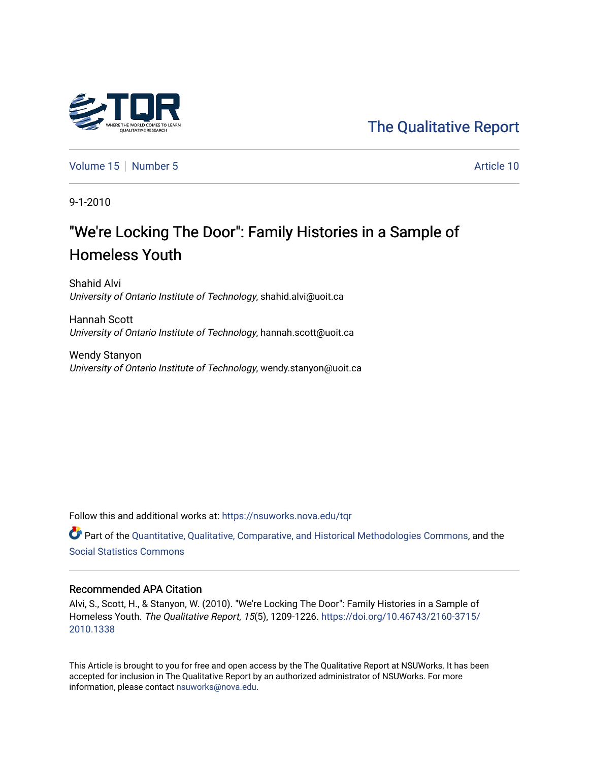The Qualitative Report

Volume 15 | Number 5 | Article 10

9-1-2010

# "We're Locking The Door": Family Histories in a Sample of Homeless Youth

Shahid Alvi
*University of Ontario Institute of Technology*, shahid.alvi@uoit.ca

Hannah Scott
*University of Ontario Institute of Technology*, hannah.scott@uoit.ca

Wendy Stanyon
*University of Ontario Institute of Technology*, wendy.stanyon@uoit.ca

Follow this and additional works at: https://nsuworks.nova.edu/tqr

Part of the Quantitative, Qualitative, Comparative, and Historical Methodologies Commons, and the Social Statistics Commons

## Recommended APA Citation

Alvi, S., Scott, H., & Stanyon, W. (2010). "We're Locking The Door": Family Histories in a Sample of Homeless Youth. *The Qualitative Report*, *15*(5), 1209-1226. https://doi.org/10.46743/2160-3715/2010.1338

This Article is brought to you for free and open access by the The Qualitative Report at NSUWorks. It has been accepted for inclusion in The Qualitative Report by an authorized administrator of NSUWorks. For more information, please contact nsuworks@nova.edu.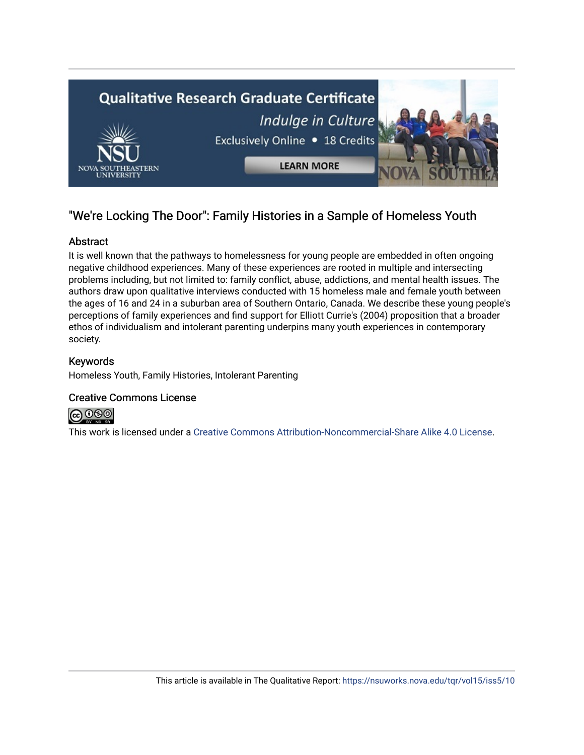# "We're Locking The Door": Family Histories in a Sample of Homeless Youth

## Abstract

It is well known that the pathways to homelessness for young people are embedded in often ongoing negative childhood experiences. Many of these experiences are rooted in multiple and intersecting problems including, but not limited to: family conflict, abuse, addictions, and mental health issues. The authors draw upon qualitative interviews conducted with 15 homeless male and female youth between the ages of 16 and 24 in a suburban area of Southern Ontario, Canada. We describe these young people's perceptions of family experiences and find support for Elliott Currie's (2004) proposition that a broader ethos of individualism and intolerant parenting underpins many youth experiences in contemporary society.

## Keywords

Homeless Youth, Family Histories, Intolerant Parenting

## Creative Commons License

This work is licensed under a Creative Commons Attribution-Noncommercial-Share Alike 4.0 License.

This article is available in The Qualitative Report: https://nsuworks.nova.edu/tqr/vol15/iss5/10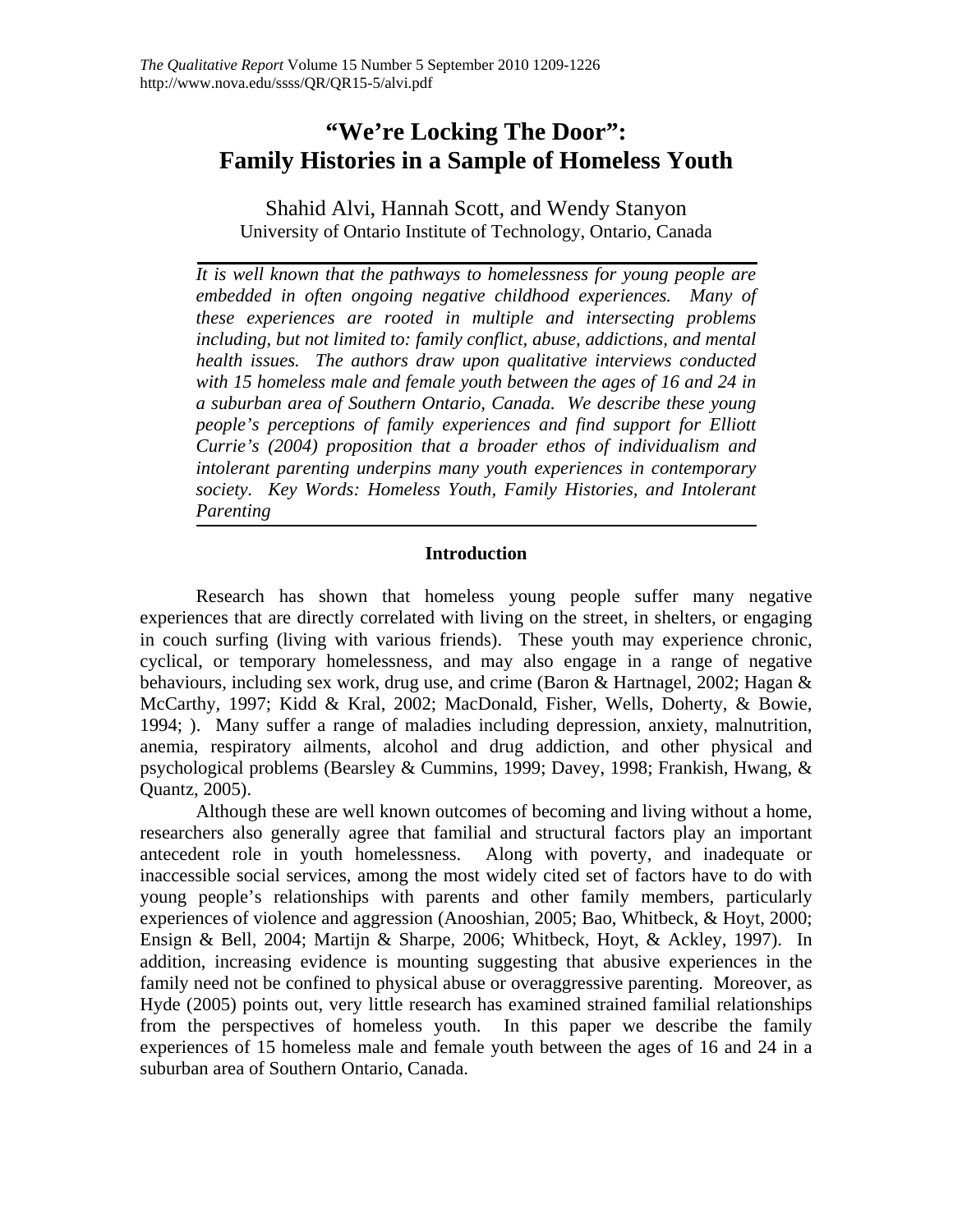# "We're Locking The Door": Family Histories in a Sample of Homeless Youth

Shahid Alvi, Hannah Scott, and Wendy Stanyon
University of Ontario Institute of Technology, Ontario, Canada

*It is well known that the pathways to homelessness for young people are embedded in often ongoing negative childhood experiences. Many of these experiences are rooted in multiple and intersecting problems including, but not limited to: family conflict, abuse, addictions, and mental health issues. The authors draw upon qualitative interviews conducted with 15 homeless male and female youth between the ages of 16 and 24 in a suburban area of Southern Ontario, Canada. We describe these young people's perceptions of family experiences and find support for Elliott Currie's (2004) proposition that a broader ethos of individualism and intolerant parenting underpins many youth experiences in contemporary society. Key Words: Homeless Youth, Family Histories, and Intolerant Parenting*

## Introduction

Research has shown that homeless young people suffer many negative experiences that are directly correlated with living on the street, in shelters, or engaging in couch surfing (living with various friends). These youth may experience chronic, cyclical, or temporary homelessness, and may also engage in a range of negative behaviours, including sex work, drug use, and crime (Baron & Hartnagel, 2002; Hagan & McCarthy, 1997; Kidd & Kral, 2002; MacDonald, Fisher, Wells, Doherty, & Bowie, 1994; ). Many suffer a range of maladies including depression, anxiety, malnutrition, anemia, respiratory ailments, alcohol and drug addiction, and other physical and psychological problems (Bearsley & Cummins, 1999; Davey, 1998; Frankish, Hwang, & Quantz, 2005).

Although these are well known outcomes of becoming and living without a home, researchers also generally agree that familial and structural factors play an important antecedent role in youth homelessness. Along with poverty, and inadequate or inaccessible social services, among the most widely cited set of factors have to do with young people's relationships with parents and other family members, particularly experiences of violence and aggression (Anooshian, 2005; Bao, Whitbeck, & Hoyt, 2000; Ensign & Bell, 2004; Martijn & Sharpe, 2006; Whitbeck, Hoyt, & Ackley, 1997). In addition, increasing evidence is mounting suggesting that abusive experiences in the family need not be confined to physical abuse or overaggressive parenting. Moreover, as Hyde (2005) points out, very little research has examined strained familial relationships from the perspectives of homeless youth. In this paper we describe the family experiences of 15 homeless male and female youth between the ages of 16 and 24 in a suburban area of Southern Ontario, Canada.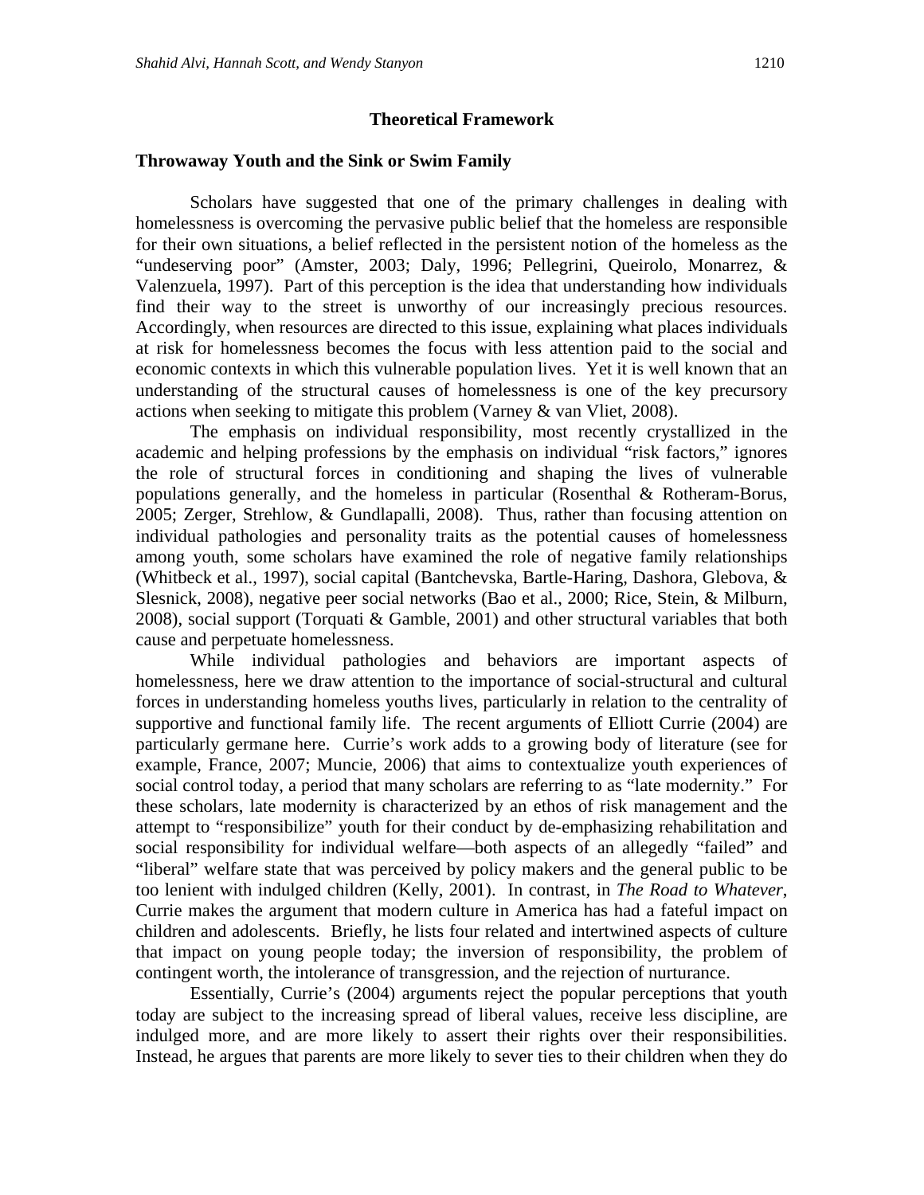## Theoretical Framework

### Throwaway Youth and the Sink or Swim Family

Scholars have suggested that one of the primary challenges in dealing with homelessness is overcoming the pervasive public belief that the homeless are responsible for their own situations, a belief reflected in the persistent notion of the homeless as the "undeserving poor" (Amster, 2003; Daly, 1996; Pellegrini, Queirolo, Monarrez, & Valenzuela, 1997). Part of this perception is the idea that understanding how individuals find their way to the street is unworthy of our increasingly precious resources. Accordingly, when resources are directed to this issue, explaining what places individuals at risk for homelessness becomes the focus with less attention paid to the social and economic contexts in which this vulnerable population lives. Yet it is well known that an understanding of the structural causes of homelessness is one of the key precursory actions when seeking to mitigate this problem (Varney & van Vliet, 2008).

The emphasis on individual responsibility, most recently crystallized in the academic and helping professions by the emphasis on individual "risk factors," ignores the role of structural forces in conditioning and shaping the lives of vulnerable populations generally, and the homeless in particular (Rosenthal & Rotheram-Borus, 2005; Zerger, Strehlow, & Gundlapalli, 2008). Thus, rather than focusing attention on individual pathologies and personality traits as the potential causes of homelessness among youth, some scholars have examined the role of negative family relationships (Whitbeck et al., 1997), social capital (Bantchevska, Bartle-Haring, Dashora, Glebova, & Slesnick, 2008), negative peer social networks (Bao et al., 2000; Rice, Stein, & Milburn, 2008), social support (Torquati & Gamble, 2001) and other structural variables that both cause and perpetuate homelessness.

While individual pathologies and behaviors are important aspects of homelessness, here we draw attention to the importance of social-structural and cultural forces in understanding homeless youths lives, particularly in relation to the centrality of supportive and functional family life. The recent arguments of Elliott Currie (2004) are particularly germane here. Currie's work adds to a growing body of literature (see for example, France, 2007; Muncie, 2006) that aims to contextualize youth experiences of social control today, a period that many scholars are referring to as "late modernity." For these scholars, late modernity is characterized by an ethos of risk management and the attempt to "responsibilize" youth for their conduct by de-emphasizing rehabilitation and social responsibility for individual welfare—both aspects of an allegedly "failed" and "liberal" welfare state that was perceived by policy makers and the general public to be too lenient with indulged children (Kelly, 2001). In contrast, in *The Road to Whatever*, Currie makes the argument that modern culture in America has had a fateful impact on children and adolescents. Briefly, he lists four related and intertwined aspects of culture that impact on young people today; the inversion of responsibility, the problem of contingent worth, the intolerance of transgression, and the rejection of nurturance.

Essentially, Currie's (2004) arguments reject the popular perceptions that youth today are subject to the increasing spread of liberal values, receive less discipline, are indulged more, and are more likely to assert their rights over their responsibilities. Instead, he argues that parents are more likely to sever ties to their children when they do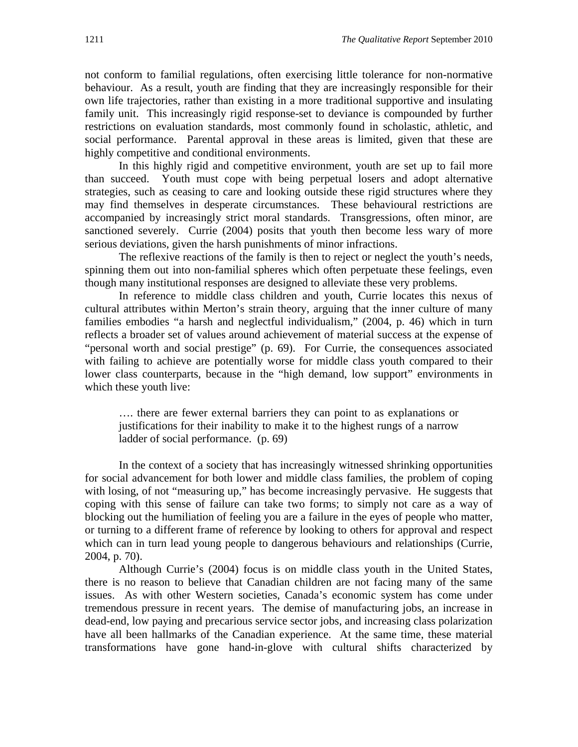not conform to familial regulations, often exercising little tolerance for non-normative behaviour. As a result, youth are finding that they are increasingly responsible for their own life trajectories, rather than existing in a more traditional supportive and insulating family unit. This increasingly rigid response-set to deviance is compounded by further restrictions on evaluation standards, most commonly found in scholastic, athletic, and social performance. Parental approval in these areas is limited, given that these are highly competitive and conditional environments.

In this highly rigid and competitive environment, youth are set up to fail more than succeed. Youth must cope with being perpetual losers and adopt alternative strategies, such as ceasing to care and looking outside these rigid structures where they may find themselves in desperate circumstances. These behavioural restrictions are accompanied by increasingly strict moral standards. Transgressions, often minor, are sanctioned severely. Currie (2004) posits that youth then become less wary of more serious deviations, given the harsh punishments of minor infractions.

The reflexive reactions of the family is then to reject or neglect the youth's needs, spinning them out into non-familial spheres which often perpetuate these feelings, even though many institutional responses are designed to alleviate these very problems.

In reference to middle class children and youth, Currie locates this nexus of cultural attributes within Merton's strain theory, arguing that the inner culture of many families embodies "a harsh and neglectful individualism," (2004, p. 46) which in turn reflects a broader set of values around achievement of material success at the expense of "personal worth and social prestige" (p. 69). For Currie, the consequences associated with failing to achieve are potentially worse for middle class youth compared to their lower class counterparts, because in the "high demand, low support" environments in which these youth live:

> …. there are fewer external barriers they can point to as explanations or justifications for their inability to make it to the highest rungs of a narrow ladder of social performance. (p. 69)

In the context of a society that has increasingly witnessed shrinking opportunities for social advancement for both lower and middle class families, the problem of coping with losing, of not "measuring up," has become increasingly pervasive. He suggests that coping with this sense of failure can take two forms; to simply not care as a way of blocking out the humiliation of feeling you are a failure in the eyes of people who matter, or turning to a different frame of reference by looking to others for approval and respect which can in turn lead young people to dangerous behaviours and relationships (Currie, 2004, p. 70).

Although Currie's (2004) focus is on middle class youth in the United States, there is no reason to believe that Canadian children are not facing many of the same issues. As with other Western societies, Canada's economic system has come under tremendous pressure in recent years. The demise of manufacturing jobs, an increase in dead-end, low paying and precarious service sector jobs, and increasing class polarization have all been hallmarks of the Canadian experience. At the same time, these material transformations have gone hand-in-glove with cultural shifts characterized by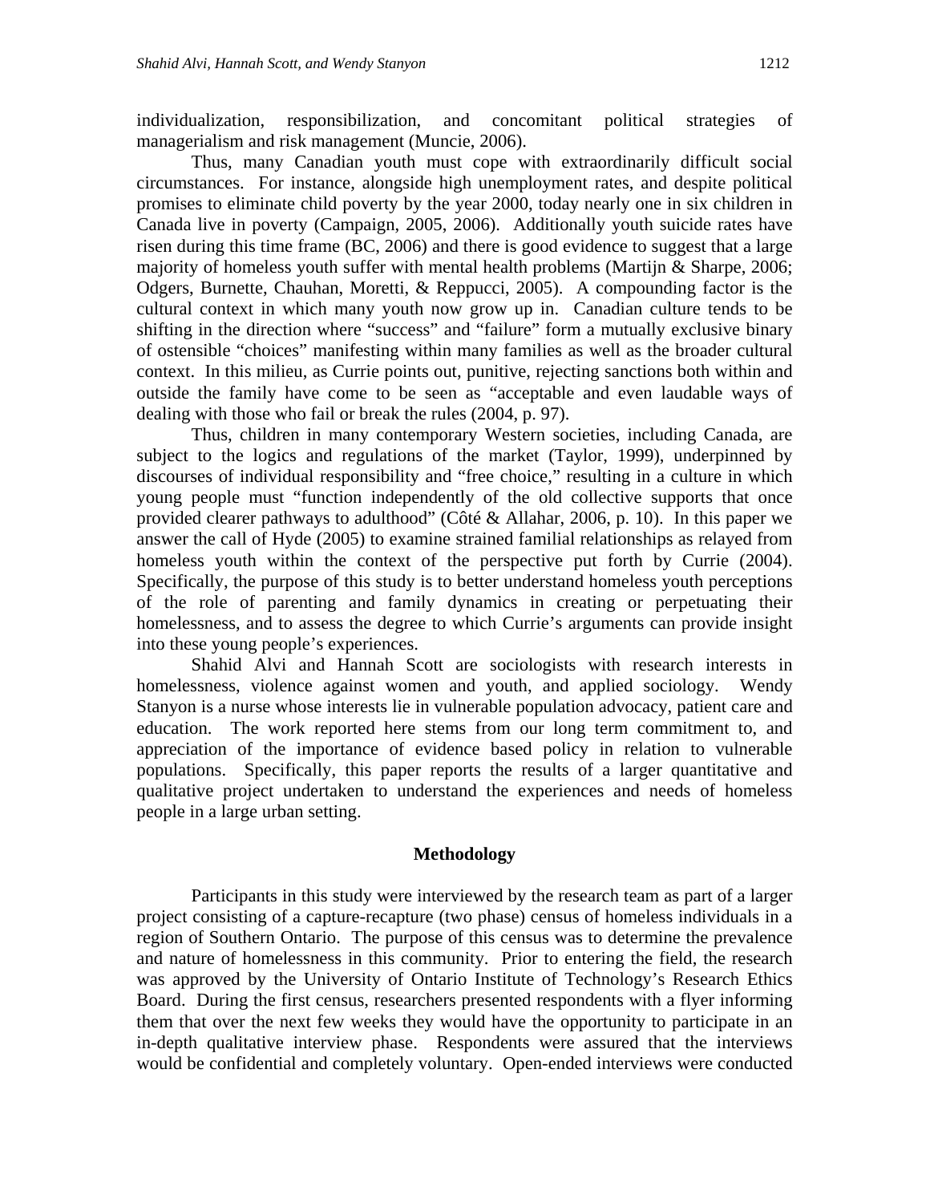individualization, responsibilization, and concomitant political strategies of managerialism and risk management (Muncie, 2006).

Thus, many Canadian youth must cope with extraordinarily difficult social circumstances. For instance, alongside high unemployment rates, and despite political promises to eliminate child poverty by the year 2000, today nearly one in six children in Canada live in poverty (Campaign, 2005, 2006). Additionally youth suicide rates have risen during this time frame (BC, 2006) and there is good evidence to suggest that a large majority of homeless youth suffer with mental health problems (Martijn & Sharpe, 2006; Odgers, Burnette, Chauhan, Moretti, & Reppucci, 2005). A compounding factor is the cultural context in which many youth now grow up in. Canadian culture tends to be shifting in the direction where "success" and "failure" form a mutually exclusive binary of ostensible "choices" manifesting within many families as well as the broader cultural context. In this milieu, as Currie points out, punitive, rejecting sanctions both within and outside the family have come to be seen as "acceptable and even laudable ways of dealing with those who fail or break the rules (2004, p. 97).

Thus, children in many contemporary Western societies, including Canada, are subject to the logics and regulations of the market (Taylor, 1999), underpinned by discourses of individual responsibility and "free choice," resulting in a culture in which young people must "function independently of the old collective supports that once provided clearer pathways to adulthood" (Côté & Allahar, 2006, p. 10). In this paper we answer the call of Hyde (2005) to examine strained familial relationships as relayed from homeless youth within the context of the perspective put forth by Currie (2004). Specifically, the purpose of this study is to better understand homeless youth perceptions of the role of parenting and family dynamics in creating or perpetuating their homelessness, and to assess the degree to which Currie's arguments can provide insight into these young people's experiences.

Shahid Alvi and Hannah Scott are sociologists with research interests in homelessness, violence against women and youth, and applied sociology. Wendy Stanyon is a nurse whose interests lie in vulnerable population advocacy, patient care and education. The work reported here stems from our long term commitment to, and appreciation of the importance of evidence based policy in relation to vulnerable populations. Specifically, this paper reports the results of a larger quantitative and qualitative project undertaken to understand the experiences and needs of homeless people in a large urban setting.

## Methodology

Participants in this study were interviewed by the research team as part of a larger project consisting of a capture-recapture (two phase) census of homeless individuals in a region of Southern Ontario. The purpose of this census was to determine the prevalence and nature of homelessness in this community. Prior to entering the field, the research was approved by the University of Ontario Institute of Technology's Research Ethics Board. During the first census, researchers presented respondents with a flyer informing them that over the next few weeks they would have the opportunity to participate in an in-depth qualitative interview phase. Respondents were assured that the interviews would be confidential and completely voluntary. Open-ended interviews were conducted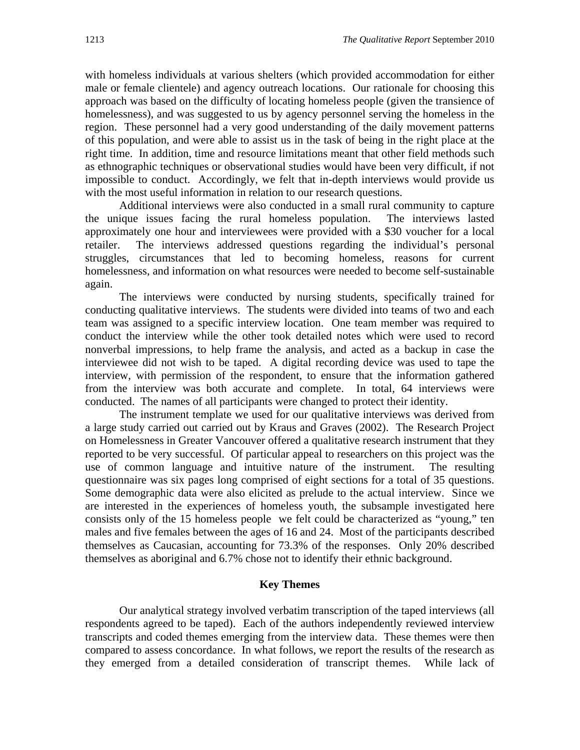with homeless individuals at various shelters (which provided accommodation for either male or female clientele) and agency outreach locations. Our rationale for choosing this approach was based on the difficulty of locating homeless people (given the transience of homelessness), and was suggested to us by agency personnel serving the homeless in the region. These personnel had a very good understanding of the daily movement patterns of this population, and were able to assist us in the task of being in the right place at the right time. In addition, time and resource limitations meant that other field methods such as ethnographic techniques or observational studies would have been very difficult, if not impossible to conduct. Accordingly, we felt that in-depth interviews would provide us with the most useful information in relation to our research questions.

Additional interviews were also conducted in a small rural community to capture the unique issues facing the rural homeless population. The interviews lasted approximately one hour and interviewees were provided with a $30 voucher for a local retailer. The interviews addressed questions regarding the individual's personal struggles, circumstances that led to becoming homeless, reasons for current homelessness, and information on what resources were needed to become self-sustainable again.

The interviews were conducted by nursing students, specifically trained for conducting qualitative interviews. The students were divided into teams of two and each team was assigned to a specific interview location. One team member was required to conduct the interview while the other took detailed notes which were used to record nonverbal impressions, to help frame the analysis, and acted as a backup in case the interviewee did not wish to be taped. A digital recording device was used to tape the interview, with permission of the respondent, to ensure that the information gathered from the interview was both accurate and complete. In total, 64 interviews were conducted. The names of all participants were changed to protect their identity.

The instrument template we used for our qualitative interviews was derived from a large study carried out carried out by Kraus and Graves (2002). The Research Project on Homelessness in Greater Vancouver offered a qualitative research instrument that they reported to be very successful. Of particular appeal to researchers on this project was the use of common language and intuitive nature of the instrument. The resulting questionnaire was six pages long comprised of eight sections for a total of 35 questions. Some demographic data were also elicited as prelude to the actual interview. Since we are interested in the experiences of homeless youth, the subsample investigated here consists only of the 15 homeless people we felt could be characterized as "young," ten males and five females between the ages of 16 and 24. Most of the participants described themselves as Caucasian, accounting for 73.3% of the responses. Only 20% described themselves as aboriginal and 6.7% chose not to identify their ethnic background.

## Key Themes

Our analytical strategy involved verbatim transcription of the taped interviews (all respondents agreed to be taped). Each of the authors independently reviewed interview transcripts and coded themes emerging from the interview data. These themes were then compared to assess concordance. In what follows, we report the results of the research as they emerged from a detailed consideration of transcript themes. While lack of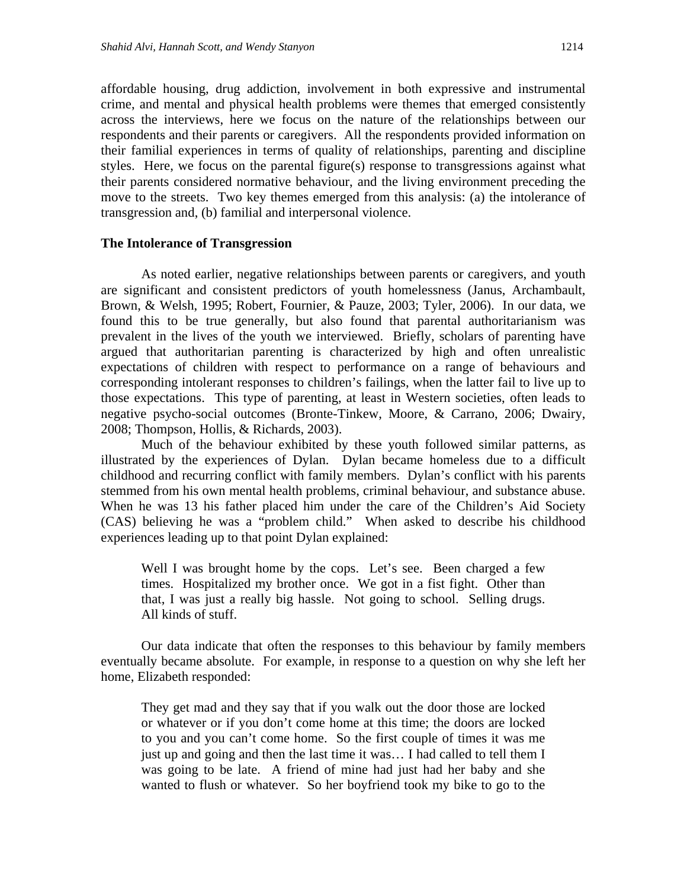affordable housing, drug addiction, involvement in both expressive and instrumental crime, and mental and physical health problems were themes that emerged consistently across the interviews, here we focus on the nature of the relationships between our respondents and their parents or caregivers. All the respondents provided information on their familial experiences in terms of quality of relationships, parenting and discipline styles. Here, we focus on the parental figure(s) response to transgressions against what their parents considered normative behaviour, and the living environment preceding the move to the streets. Two key themes emerged from this analysis: (a) the intolerance of transgression and, (b) familial and interpersonal violence.

### The Intolerance of Transgression

As noted earlier, negative relationships between parents or caregivers, and youth are significant and consistent predictors of youth homelessness (Janus, Archambault, Brown, & Welsh, 1995; Robert, Fournier, & Pauze, 2003; Tyler, 2006). In our data, we found this to be true generally, but also found that parental authoritarianism was prevalent in the lives of the youth we interviewed. Briefly, scholars of parenting have argued that authoritarian parenting is characterized by high and often unrealistic expectations of children with respect to performance on a range of behaviours and corresponding intolerant responses to children's failings, when the latter fail to live up to those expectations. This type of parenting, at least in Western societies, often leads to negative psycho-social outcomes (Bronte-Tinkew, Moore, & Carrano, 2006; Dwairy, 2008; Thompson, Hollis, & Richards, 2003).

Much of the behaviour exhibited by these youth followed similar patterns, as illustrated by the experiences of Dylan. Dylan became homeless due to a difficult childhood and recurring conflict with family members. Dylan's conflict with his parents stemmed from his own mental health problems, criminal behaviour, and substance abuse. When he was 13 his father placed him under the care of the Children's Aid Society (CAS) believing he was a "problem child." When asked to describe his childhood experiences leading up to that point Dylan explained:

> Well I was brought home by the cops. Let's see. Been charged a few times. Hospitalized my brother once. We got in a fist fight. Other than that, I was just a really big hassle. Not going to school. Selling drugs. All kinds of stuff.

Our data indicate that often the responses to this behaviour by family members eventually became absolute. For example, in response to a question on why she left her home, Elizabeth responded:

> They get mad and they say that if you walk out the door those are locked or whatever or if you don't come home at this time; the doors are locked to you and you can't come home. So the first couple of times it was me just up and going and then the last time it was… I had called to tell them I was going to be late. A friend of mine had just had her baby and she wanted to flush or whatever. So her boyfriend took my bike to go to the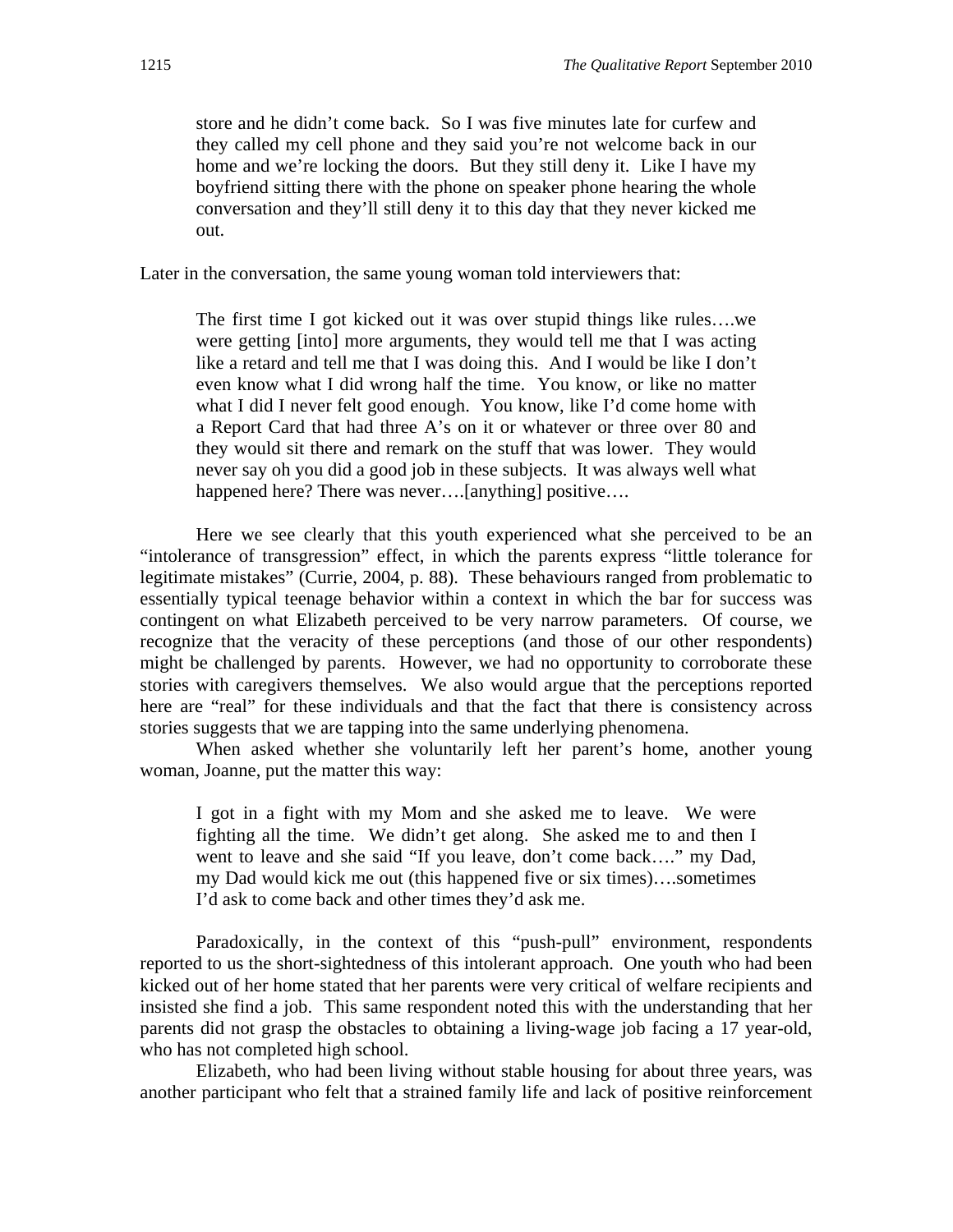> store and he didn't come back. So I was five minutes late for curfew and they called my cell phone and they said you're not welcome back in our home and we're locking the doors. But they still deny it. Like I have my boyfriend sitting there with the phone on speaker phone hearing the whole conversation and they'll still deny it to this day that they never kicked me out.

Later in the conversation, the same young woman told interviewers that:

> The first time I got kicked out it was over stupid things like rules….we were getting [into] more arguments, they would tell me that I was acting like a retard and tell me that I was doing this. And I would be like I don't even know what I did wrong half the time. You know, or like no matter what I did I never felt good enough. You know, like I'd come home with a Report Card that had three A's on it or whatever or three over 80 and they would sit there and remark on the stuff that was lower. They would never say oh you did a good job in these subjects. It was always well what happened here? There was never….[anything] positive….

Here we see clearly that this youth experienced what she perceived to be an "intolerance of transgression" effect, in which the parents express "little tolerance for legitimate mistakes" (Currie, 2004, p. 88). These behaviours ranged from problematic to essentially typical teenage behavior within a context in which the bar for success was contingent on what Elizabeth perceived to be very narrow parameters. Of course, we recognize that the veracity of these perceptions (and those of our other respondents) might be challenged by parents. However, we had no opportunity to corroborate these stories with caregivers themselves. We also would argue that the perceptions reported here are "real" for these individuals and that the fact that there is consistency across stories suggests that we are tapping into the same underlying phenomena.

When asked whether she voluntarily left her parent's home, another young woman, Joanne, put the matter this way:

> I got in a fight with my Mom and she asked me to leave. We were fighting all the time. We didn't get along. She asked me to and then I went to leave and she said "If you leave, don't come back…." my Dad, my Dad would kick me out (this happened five or six times)….sometimes I'd ask to come back and other times they'd ask me.

Paradoxically, in the context of this "push-pull" environment, respondents reported to us the short-sightedness of this intolerant approach. One youth who had been kicked out of her home stated that her parents were very critical of welfare recipients and insisted she find a job. This same respondent noted this with the understanding that her parents did not grasp the obstacles to obtaining a living-wage job facing a 17 year-old, who has not completed high school.

Elizabeth, who had been living without stable housing for about three years, was another participant who felt that a strained family life and lack of positive reinforcement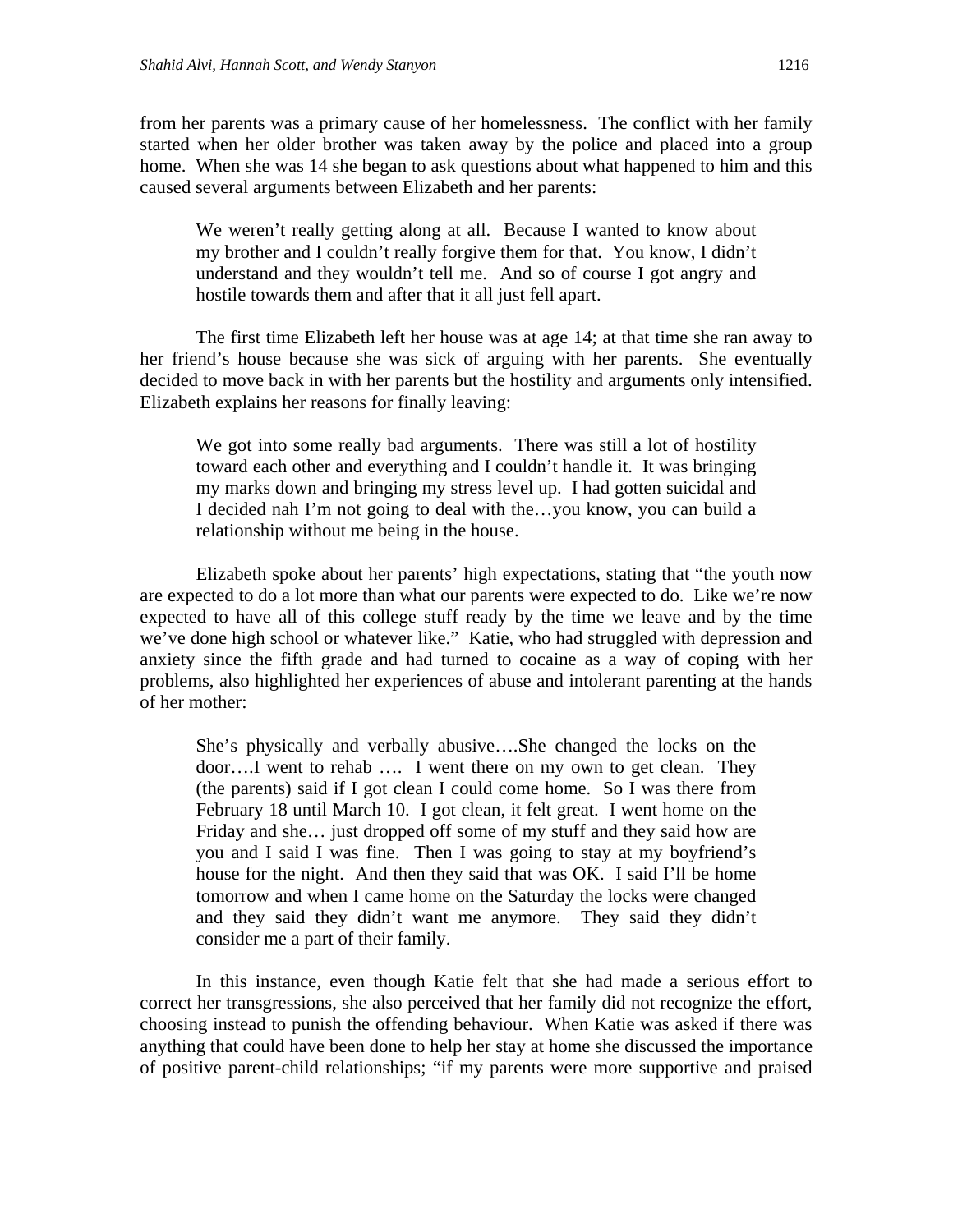from her parents was a primary cause of her homelessness. The conflict with her family started when her older brother was taken away by the police and placed into a group home. When she was 14 she began to ask questions about what happened to him and this caused several arguments between Elizabeth and her parents:

> We weren't really getting along at all. Because I wanted to know about my brother and I couldn't really forgive them for that. You know, I didn't understand and they wouldn't tell me. And so of course I got angry and hostile towards them and after that it all just fell apart.

The first time Elizabeth left her house was at age 14; at that time she ran away to her friend's house because she was sick of arguing with her parents. She eventually decided to move back in with her parents but the hostility and arguments only intensified. Elizabeth explains her reasons for finally leaving:

> We got into some really bad arguments. There was still a lot of hostility toward each other and everything and I couldn't handle it. It was bringing my marks down and bringing my stress level up. I had gotten suicidal and I decided nah I'm not going to deal with the…you know, you can build a relationship without me being in the house.

Elizabeth spoke about her parents' high expectations, stating that "the youth now are expected to do a lot more than what our parents were expected to do. Like we're now expected to have all of this college stuff ready by the time we leave and by the time we've done high school or whatever like." Katie, who had struggled with depression and anxiety since the fifth grade and had turned to cocaine as a way of coping with her problems, also highlighted her experiences of abuse and intolerant parenting at the hands of her mother:

> She's physically and verbally abusive….She changed the locks on the door….I went to rehab …. I went there on my own to get clean. They (the parents) said if I got clean I could come home. So I was there from February 18 until March 10. I got clean, it felt great. I went home on the Friday and she… just dropped off some of my stuff and they said how are you and I said I was fine. Then I was going to stay at my boyfriend's house for the night. And then they said that was OK. I said I'll be home tomorrow and when I came home on the Saturday the locks were changed and they said they didn't want me anymore. They said they didn't consider me a part of their family.

In this instance, even though Katie felt that she had made a serious effort to correct her transgressions, she also perceived that her family did not recognize the effort, choosing instead to punish the offending behaviour. When Katie was asked if there was anything that could have been done to help her stay at home she discussed the importance of positive parent-child relationships; "if my parents were more supportive and praised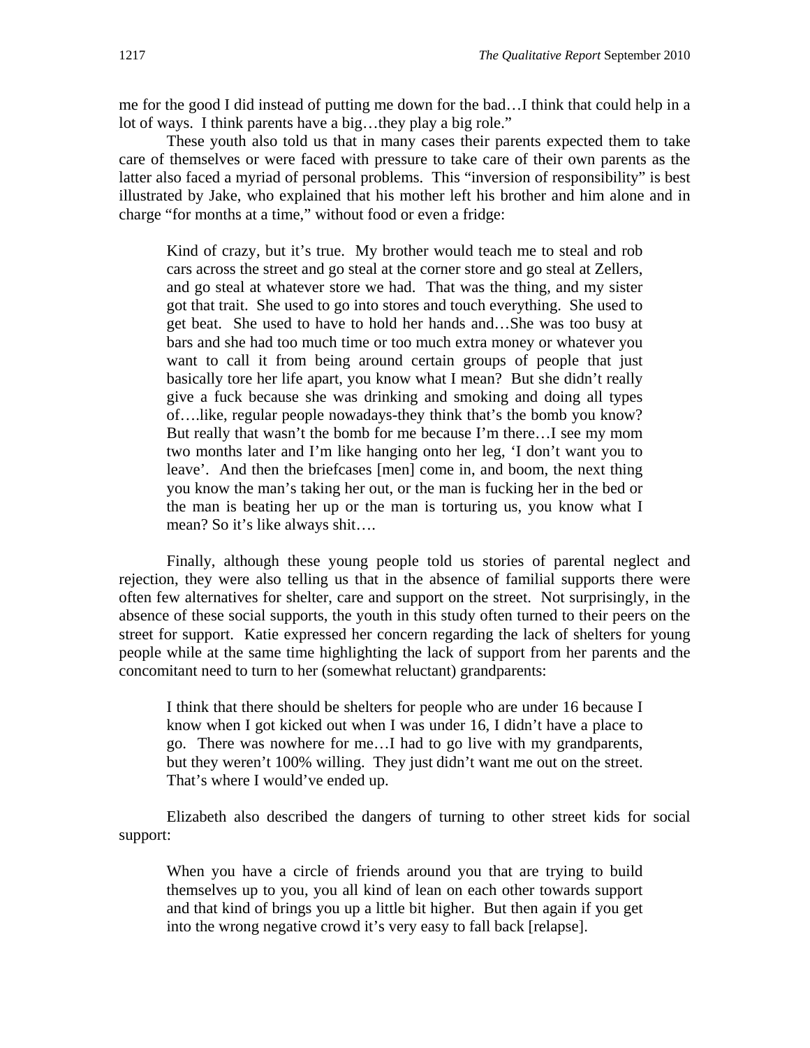me for the good I did instead of putting me down for the bad…I think that could help in a lot of ways. I think parents have a big…they play a big role."

These youth also told us that in many cases their parents expected them to take care of themselves or were faced with pressure to take care of their own parents as the latter also faced a myriad of personal problems. This "inversion of responsibility" is best illustrated by Jake, who explained that his mother left his brother and him alone and in charge "for months at a time," without food or even a fridge:

> Kind of crazy, but it's true. My brother would teach me to steal and rob cars across the street and go steal at the corner store and go steal at Zellers, and go steal at whatever store we had. That was the thing, and my sister got that trait. She used to go into stores and touch everything. She used to get beat. She used to have to hold her hands and…She was too busy at bars and she had too much time or too much extra money or whatever you want to call it from being around certain groups of people that just basically tore her life apart, you know what I mean? But she didn't really give a fuck because she was drinking and smoking and doing all types of….like, regular people nowadays-they think that's the bomb you know? But really that wasn't the bomb for me because I'm there…I see my mom two months later and I'm like hanging onto her leg, 'I don't want you to leave'. And then the briefcases [men] come in, and boom, the next thing you know the man's taking her out, or the man is fucking her in the bed or the man is beating her up or the man is torturing us, you know what I mean? So it's like always shit….

Finally, although these young people told us stories of parental neglect and rejection, they were also telling us that in the absence of familial supports there were often few alternatives for shelter, care and support on the street. Not surprisingly, in the absence of these social supports, the youth in this study often turned to their peers on the street for support. Katie expressed her concern regarding the lack of shelters for young people while at the same time highlighting the lack of support from her parents and the concomitant need to turn to her (somewhat reluctant) grandparents:

> I think that there should be shelters for people who are under 16 because I know when I got kicked out when I was under 16, I didn't have a place to go. There was nowhere for me…I had to go live with my grandparents, but they weren't 100% willing. They just didn't want me out on the street. That's where I would've ended up.

Elizabeth also described the dangers of turning to other street kids for social support:

> When you have a circle of friends around you that are trying to build themselves up to you, you all kind of lean on each other towards support and that kind of brings you up a little bit higher. But then again if you get into the wrong negative crowd it's very easy to fall back [relapse].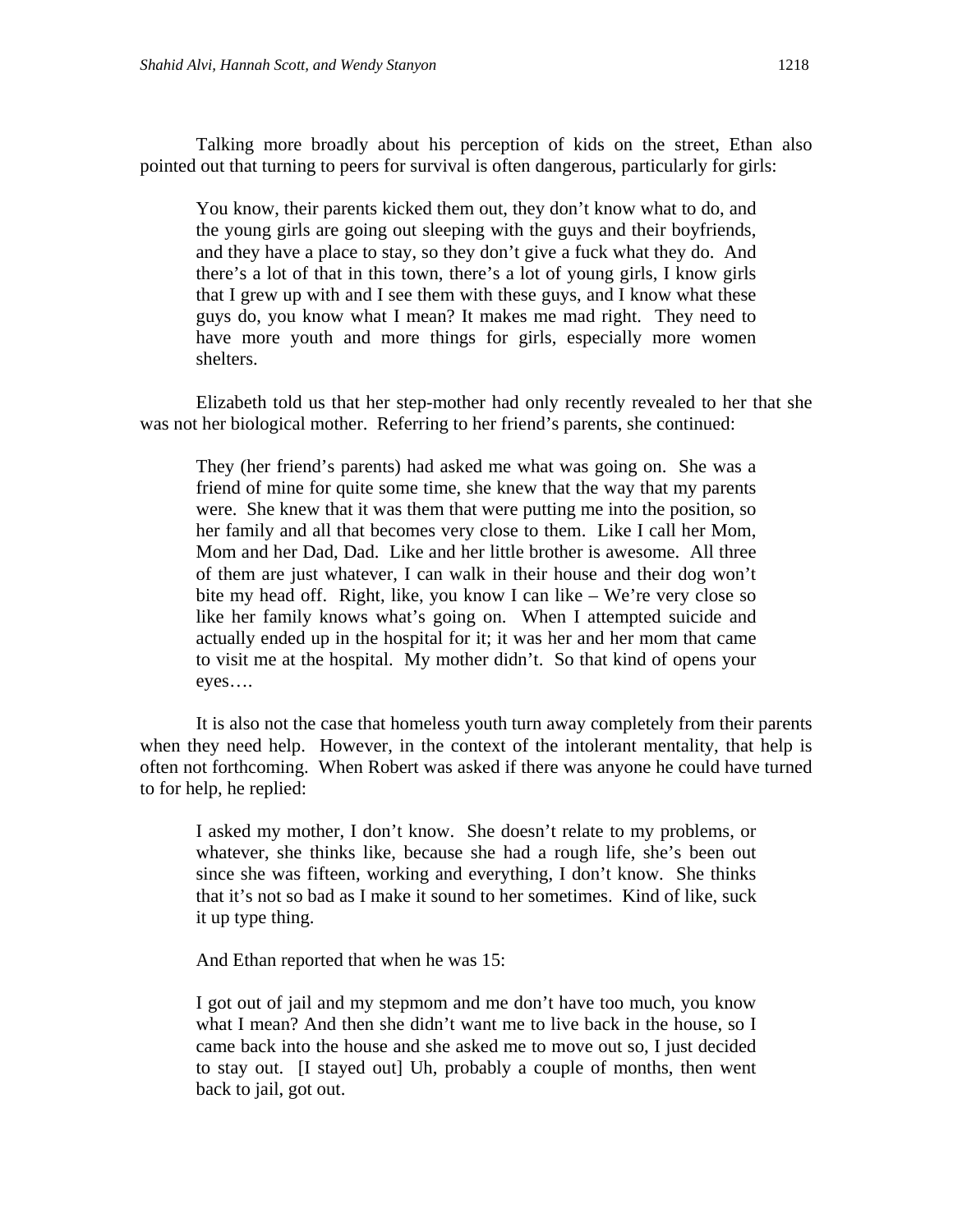Talking more broadly about his perception of kids on the street, Ethan also pointed out that turning to peers for survival is often dangerous, particularly for girls:

> You know, their parents kicked them out, they don't know what to do, and the young girls are going out sleeping with the guys and their boyfriends, and they have a place to stay, so they don't give a fuck what they do. And there's a lot of that in this town, there's a lot of young girls, I know girls that I grew up with and I see them with these guys, and I know what these guys do, you know what I mean? It makes me mad right. They need to have more youth and more things for girls, especially more women shelters.

Elizabeth told us that her step-mother had only recently revealed to her that she was not her biological mother. Referring to her friend's parents, she continued:

> They (her friend's parents) had asked me what was going on. She was a friend of mine for quite some time, she knew that the way that my parents were. She knew that it was them that were putting me into the position, so her family and all that becomes very close to them. Like I call her Mom, Mom and her Dad, Dad. Like and her little brother is awesome. All three of them are just whatever, I can walk in their house and their dog won't bite my head off. Right, like, you know I can like – We're very close so like her family knows what's going on. When I attempted suicide and actually ended up in the hospital for it; it was her and her mom that came to visit me at the hospital. My mother didn't. So that kind of opens your eyes….

It is also not the case that homeless youth turn away completely from their parents when they need help. However, in the context of the intolerant mentality, that help is often not forthcoming. When Robert was asked if there was anyone he could have turned to for help, he replied:

> I asked my mother, I don't know. She doesn't relate to my problems, or whatever, she thinks like, because she had a rough life, she's been out since she was fifteen, working and everything, I don't know. She thinks that it's not so bad as I make it sound to her sometimes. Kind of like, suck it up type thing.

And Ethan reported that when he was 15:

> I got out of jail and my stepmom and me don't have too much, you know what I mean? And then she didn't want me to live back in the house, so I came back into the house and she asked me to move out so, I just decided to stay out. [I stayed out] Uh, probably a couple of months, then went back to jail, got out.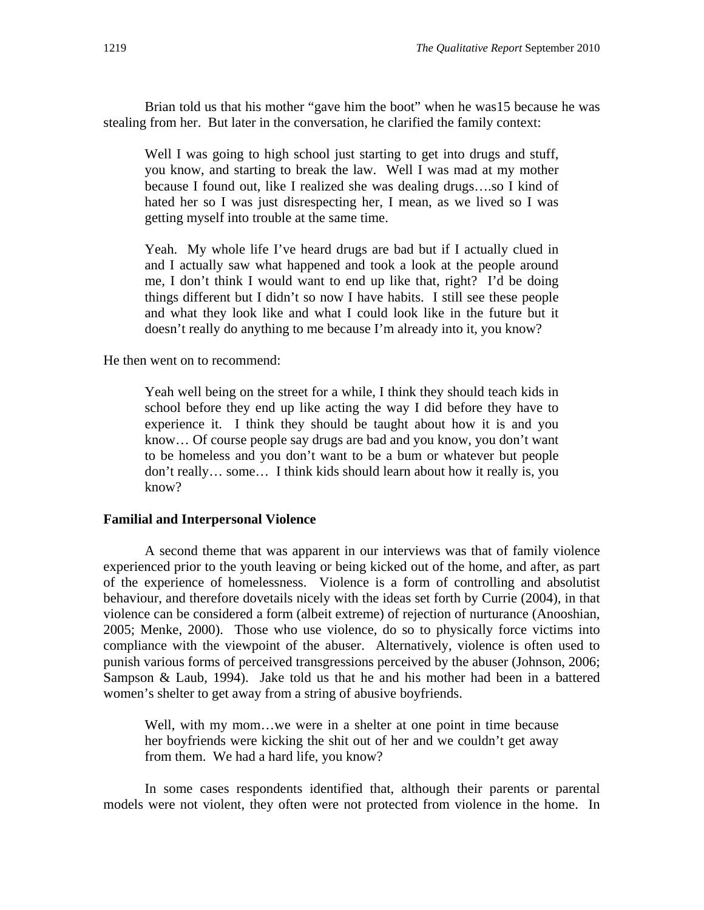Brian told us that his mother "gave him the boot" when he was15 because he was stealing from her. But later in the conversation, he clarified the family context:

> Well I was going to high school just starting to get into drugs and stuff, you know, and starting to break the law. Well I was mad at my mother because I found out, like I realized she was dealing drugs….so I kind of hated her so I was just disrespecting her, I mean, as we lived so I was getting myself into trouble at the same time.
>
> Yeah. My whole life I've heard drugs are bad but if I actually clued in and I actually saw what happened and took a look at the people around me, I don't think I would want to end up like that, right? I'd be doing things different but I didn't so now I have habits. I still see these people and what they look like and what I could look like in the future but it doesn't really do anything to me because I'm already into it, you know?

He then went on to recommend:

> Yeah well being on the street for a while, I think they should teach kids in school before they end up like acting the way I did before they have to experience it. I think they should be taught about how it is and you know… Of course people say drugs are bad and you know, you don't want to be homeless and you don't want to be a bum or whatever but people don't really… some… I think kids should learn about how it really is, you know?

### Familial and Interpersonal Violence

A second theme that was apparent in our interviews was that of family violence experienced prior to the youth leaving or being kicked out of the home, and after, as part of the experience of homelessness. Violence is a form of controlling and absolutist behaviour, and therefore dovetails nicely with the ideas set forth by Currie (2004), in that violence can be considered a form (albeit extreme) of rejection of nurturance (Anooshian, 2005; Menke, 2000). Those who use violence, do so to physically force victims into compliance with the viewpoint of the abuser. Alternatively, violence is often used to punish various forms of perceived transgressions perceived by the abuser (Johnson, 2006; Sampson & Laub, 1994). Jake told us that he and his mother had been in a battered women's shelter to get away from a string of abusive boyfriends.

> Well, with my mom…we were in a shelter at one point in time because her boyfriends were kicking the shit out of her and we couldn't get away from them. We had a hard life, you know?

In some cases respondents identified that, although their parents or parental models were not violent, they often were not protected from violence in the home. In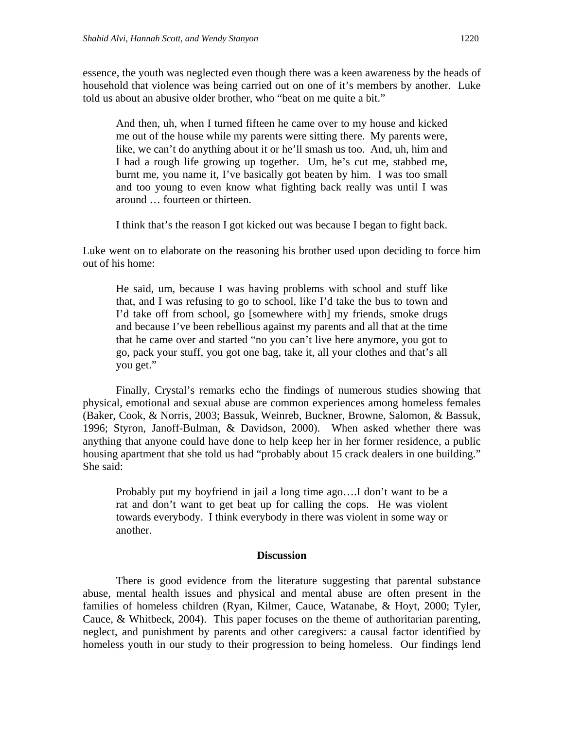essence, the youth was neglected even though there was a keen awareness by the heads of household that violence was being carried out on one of it's members by another. Luke told us about an abusive older brother, who "beat on me quite a bit."

> And then, uh, when I turned fifteen he came over to my house and kicked me out of the house while my parents were sitting there. My parents were, like, we can't do anything about it or he'll smash us too. And, uh, him and I had a rough life growing up together. Um, he's cut me, stabbed me, burnt me, you name it, I've basically got beaten by him. I was too small and too young to even know what fighting back really was until I was around … fourteen or thirteen.
>
> I think that's the reason I got kicked out was because I began to fight back.

Luke went on to elaborate on the reasoning his brother used upon deciding to force him out of his home:

> He said, um, because I was having problems with school and stuff like that, and I was refusing to go to school, like I'd take the bus to town and I'd take off from school, go [somewhere with] my friends, smoke drugs and because I've been rebellious against my parents and all that at the time that he came over and started "no you can't live here anymore, you got to go, pack your stuff, you got one bag, take it, all your clothes and that's all you get."

Finally, Crystal's remarks echo the findings of numerous studies showing that physical, emotional and sexual abuse are common experiences among homeless females (Baker, Cook, & Norris, 2003; Bassuk, Weinreb, Buckner, Browne, Salomon, & Bassuk, 1996; Styron, Janoff-Bulman, & Davidson, 2000). When asked whether there was anything that anyone could have done to help keep her in her former residence, a public housing apartment that she told us had "probably about 15 crack dealers in one building." She said:

> Probably put my boyfriend in jail a long time ago….I don't want to be a rat and don't want to get beat up for calling the cops. He was violent towards everybody. I think everybody in there was violent in some way or another.

## Discussion

There is good evidence from the literature suggesting that parental substance abuse, mental health issues and physical and mental abuse are often present in the families of homeless children (Ryan, Kilmer, Cauce, Watanabe, & Hoyt, 2000; Tyler, Cauce, & Whitbeck, 2004). This paper focuses on the theme of authoritarian parenting, neglect, and punishment by parents and other caregivers: a causal factor identified by homeless youth in our study to their progression to being homeless. Our findings lend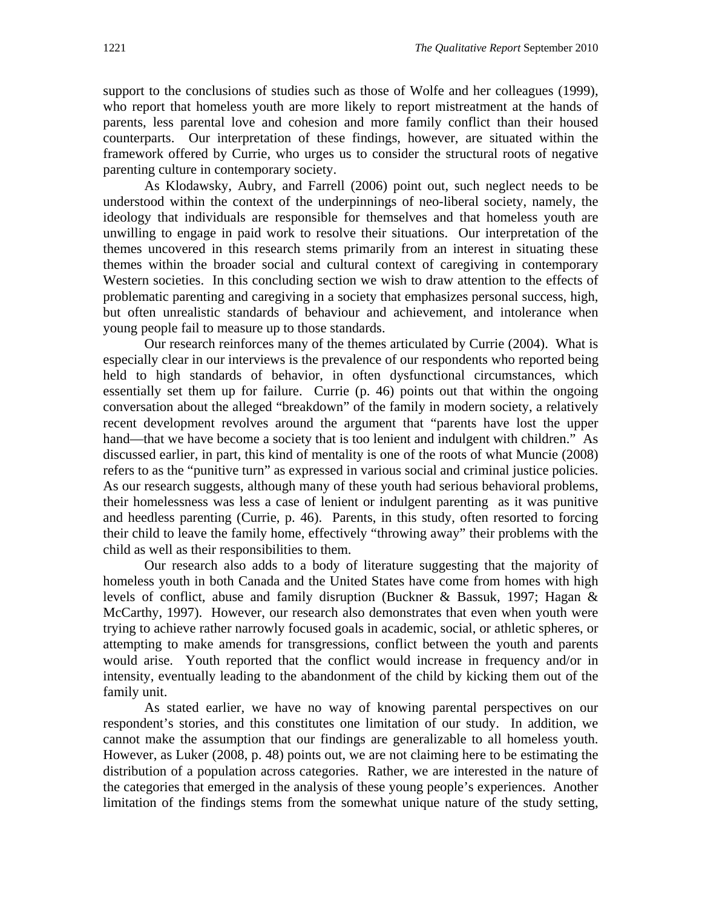support to the conclusions of studies such as those of Wolfe and her colleagues (1999), who report that homeless youth are more likely to report mistreatment at the hands of parents, less parental love and cohesion and more family conflict than their housed counterparts. Our interpretation of these findings, however, are situated within the framework offered by Currie, who urges us to consider the structural roots of negative parenting culture in contemporary society.

As Klodawsky, Aubry, and Farrell (2006) point out, such neglect needs to be understood within the context of the underpinnings of neo-liberal society, namely, the ideology that individuals are responsible for themselves and that homeless youth are unwilling to engage in paid work to resolve their situations. Our interpretation of the themes uncovered in this research stems primarily from an interest in situating these themes within the broader social and cultural context of caregiving in contemporary Western societies. In this concluding section we wish to draw attention to the effects of problematic parenting and caregiving in a society that emphasizes personal success, high, but often unrealistic standards of behaviour and achievement, and intolerance when young people fail to measure up to those standards.

Our research reinforces many of the themes articulated by Currie (2004). What is especially clear in our interviews is the prevalence of our respondents who reported being held to high standards of behavior, in often dysfunctional circumstances, which essentially set them up for failure. Currie (p. 46) points out that within the ongoing conversation about the alleged "breakdown" of the family in modern society, a relatively recent development revolves around the argument that "parents have lost the upper hand—that we have become a society that is too lenient and indulgent with children." As discussed earlier, in part, this kind of mentality is one of the roots of what Muncie (2008) refers to as the "punitive turn" as expressed in various social and criminal justice policies. As our research suggests, although many of these youth had serious behavioral problems, their homelessness was less a case of lenient or indulgent parenting as it was punitive and heedless parenting (Currie, p. 46). Parents, in this study, often resorted to forcing their child to leave the family home, effectively "throwing away" their problems with the child as well as their responsibilities to them.

Our research also adds to a body of literature suggesting that the majority of homeless youth in both Canada and the United States have come from homes with high levels of conflict, abuse and family disruption (Buckner & Bassuk, 1997; Hagan & McCarthy, 1997). However, our research also demonstrates that even when youth were trying to achieve rather narrowly focused goals in academic, social, or athletic spheres, or attempting to make amends for transgressions, conflict between the youth and parents would arise. Youth reported that the conflict would increase in frequency and/or in intensity, eventually leading to the abandonment of the child by kicking them out of the family unit.

As stated earlier, we have no way of knowing parental perspectives on our respondent's stories, and this constitutes one limitation of our study. In addition, we cannot make the assumption that our findings are generalizable to all homeless youth. However, as Luker (2008, p. 48) points out, we are not claiming here to be estimating the distribution of a population across categories. Rather, we are interested in the nature of the categories that emerged in the analysis of these young people's experiences. Another limitation of the findings stems from the somewhat unique nature of the study setting,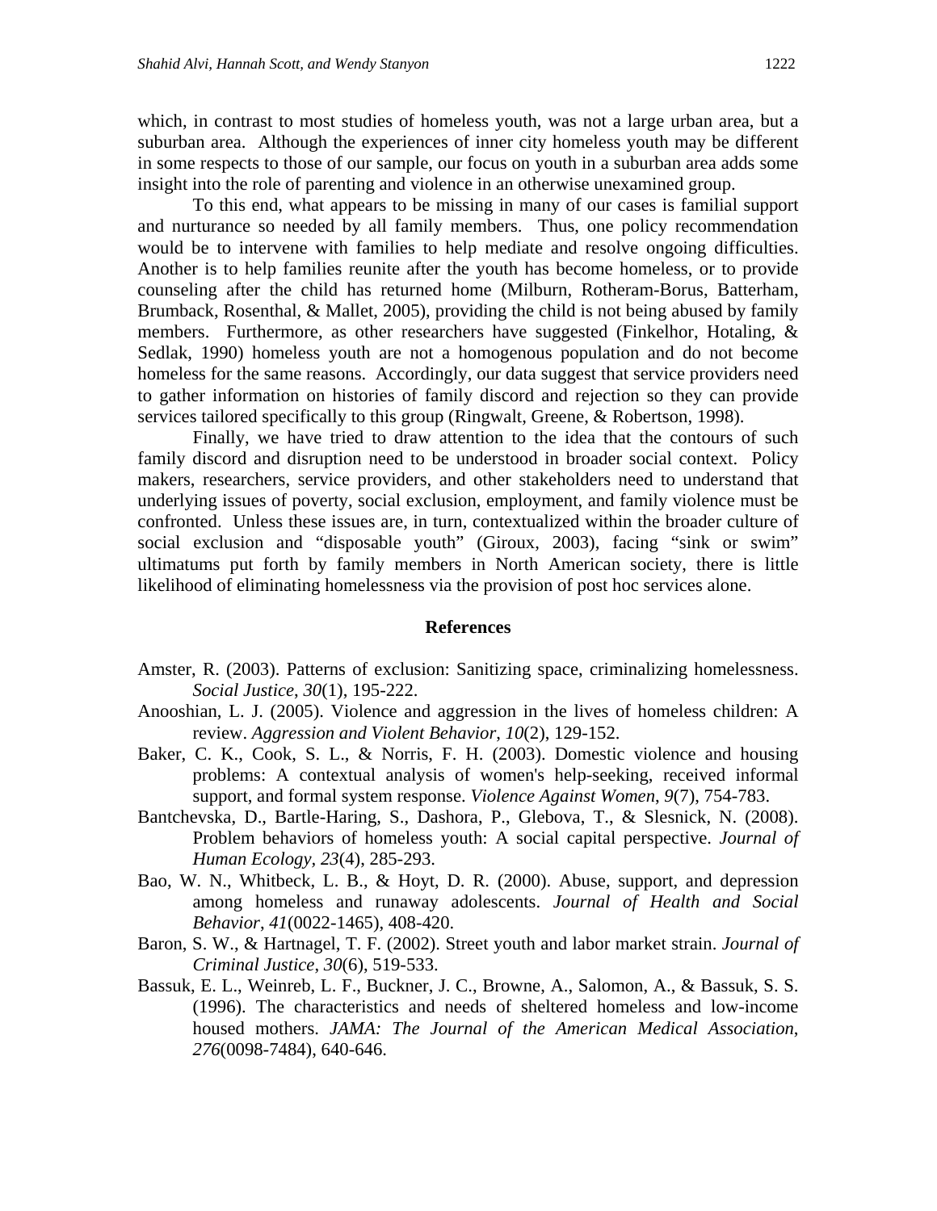which, in contrast to most studies of homeless youth, was not a large urban area, but a suburban area. Although the experiences of inner city homeless youth may be different in some respects to those of our sample, our focus on youth in a suburban area adds some insight into the role of parenting and violence in an otherwise unexamined group.

To this end, what appears to be missing in many of our cases is familial support and nurturance so needed by all family members. Thus, one policy recommendation would be to intervene with families to help mediate and resolve ongoing difficulties. Another is to help families reunite after the youth has become homeless, or to provide counseling after the child has returned home (Milburn, Rotheram-Borus, Batterham, Brumback, Rosenthal, & Mallet, 2005), providing the child is not being abused by family members. Furthermore, as other researchers have suggested (Finkelhor, Hotaling, & Sedlak, 1990) homeless youth are not a homogenous population and do not become homeless for the same reasons. Accordingly, our data suggest that service providers need to gather information on histories of family discord and rejection so they can provide services tailored specifically to this group (Ringwalt, Greene, & Robertson, 1998).

Finally, we have tried to draw attention to the idea that the contours of such family discord and disruption need to be understood in broader social context. Policy makers, researchers, service providers, and other stakeholders need to understand that underlying issues of poverty, social exclusion, employment, and family violence must be confronted. Unless these issues are, in turn, contextualized within the broader culture of social exclusion and "disposable youth" (Giroux, 2003), facing "sink or swim" ultimatums put forth by family members in North American society, there is little likelihood of eliminating homelessness via the provision of post hoc services alone.

## References

Amster, R. (2003). Patterns of exclusion: Sanitizing space, criminalizing homelessness. *Social Justice*, *30*(1), 195-222.

Anooshian, L. J. (2005). Violence and aggression in the lives of homeless children: A review. *Aggression and Violent Behavior*, *10*(2), 129-152.

Baker, C. K., Cook, S. L., & Norris, F. H. (2003). Domestic violence and housing problems: A contextual analysis of women's help-seeking, received informal support, and formal system response. *Violence Against Women*, *9*(7), 754-783.

Bantchevska, D., Bartle-Haring, S., Dashora, P., Glebova, T., & Slesnick, N. (2008). Problem behaviors of homeless youth: A social capital perspective. *Journal of Human Ecology*, *23*(4), 285-293.

Bao, W. N., Whitbeck, L. B., & Hoyt, D. R. (2000). Abuse, support, and depression among homeless and runaway adolescents. *Journal of Health and Social Behavior*, *41*(0022-1465), 408-420.

Baron, S. W., & Hartnagel, T. F. (2002). Street youth and labor market strain. *Journal of Criminal Justice*, *30*(6), 519-533.

Bassuk, E. L., Weinreb, L. F., Buckner, J. C., Browne, A., Salomon, A., & Bassuk, S. S. (1996). The characteristics and needs of sheltered homeless and low-income housed mothers. *JAMA: The Journal of the American Medical Association*, *276*(0098-7484), 640-646.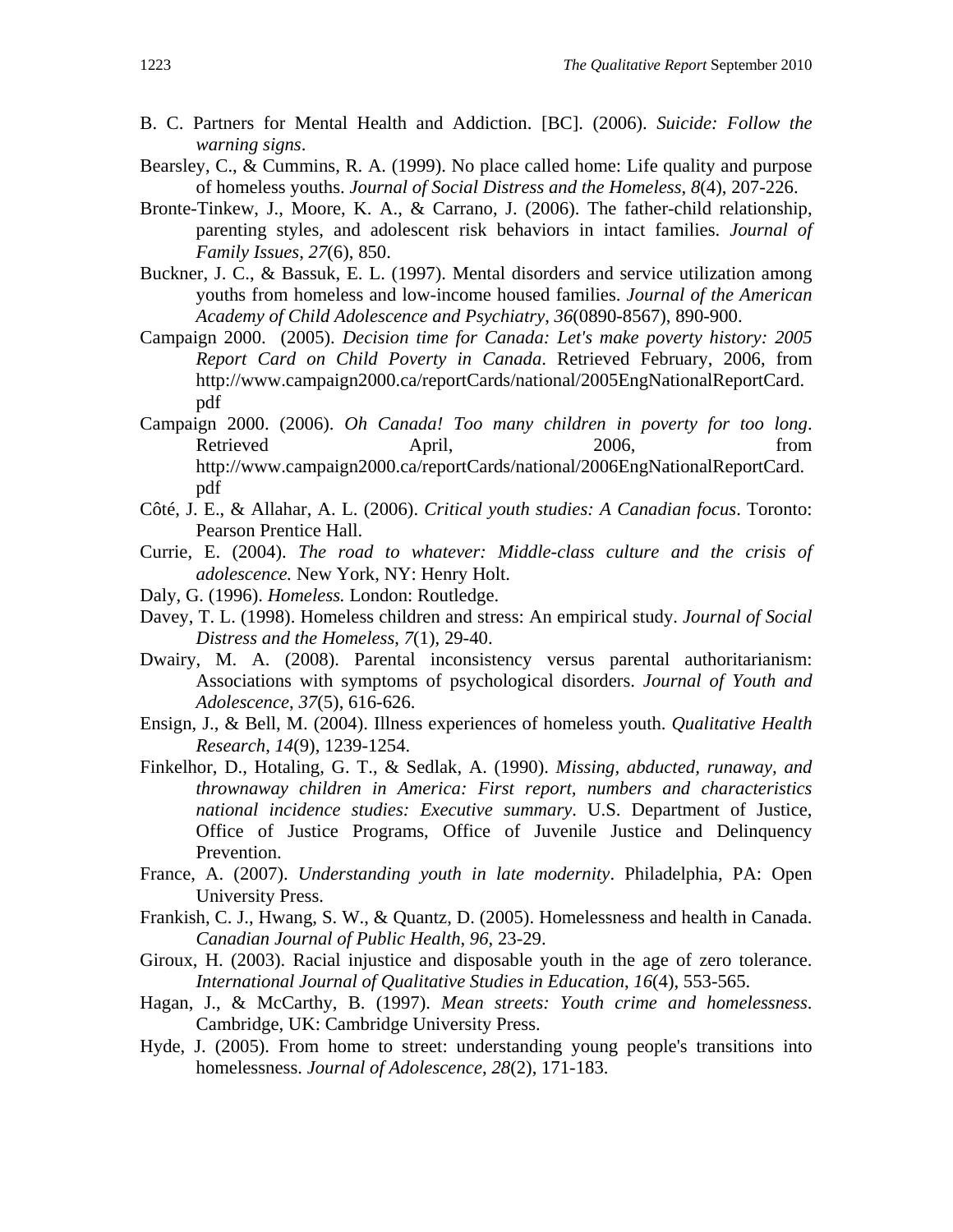B. C. Partners for Mental Health and Addiction. [BC]. (2006). *Suicide: Follow the warning signs*.

Bearsley, C., & Cummins, R. A. (1999). No place called home: Life quality and purpose of homeless youths. *Journal of Social Distress and the Homeless*, *8*(4), 207-226.

Bronte-Tinkew, J., Moore, K. A., & Carrano, J. (2006). The father-child relationship, parenting styles, and adolescent risk behaviors in intact families. *Journal of Family Issues*, *27*(6), 850.

Buckner, J. C., & Bassuk, E. L. (1997). Mental disorders and service utilization among youths from homeless and low-income housed families. *Journal of the American Academy of Child Adolescence and Psychiatry*, *36*(0890-8567), 890-900.

Campaign 2000. (2005). *Decision time for Canada: Let's make poverty history: 2005 Report Card on Child Poverty in Canada*. Retrieved February, 2006, from http://www.campaign2000.ca/reportCards/national/2005EngNationalReportCard.pdf

Campaign 2000. (2006). *Oh Canada! Too many children in poverty for too long*. Retrieved April, 2006, from http://www.campaign2000.ca/reportCards/national/2006EngNationalReportCard.pdf

Côté, J. E., & Allahar, A. L. (2006). *Critical youth studies: A Canadian focus*. Toronto: Pearson Prentice Hall.

Currie, E. (2004). *The road to whatever: Middle-class culture and the crisis of adolescence.* New York, NY: Henry Holt.

Daly, G. (1996). *Homeless.* London: Routledge.

Davey, T. L. (1998). Homeless children and stress: An empirical study. *Journal of Social Distress and the Homeless, 7*(1), 29-40.

Dwairy, M. A. (2008). Parental inconsistency versus parental authoritarianism: Associations with symptoms of psychological disorders. *Journal of Youth and Adolescence*, *37*(5), 616-626.

Ensign, J., & Bell, M. (2004). Illness experiences of homeless youth. *Qualitative Health Research*, *14*(9), 1239-1254.

Finkelhor, D., Hotaling, G. T., & Sedlak, A. (1990). *Missing, abducted, runaway, and thrownaway children in America: First report, numbers and characteristics national incidence studies: Executive summary*. U.S. Department of Justice, Office of Justice Programs, Office of Juvenile Justice and Delinquency Prevention.

France, A. (2007). *Understanding youth in late modernity*. Philadelphia, PA: Open University Press.

Frankish, C. J., Hwang, S. W., & Quantz, D. (2005). Homelessness and health in Canada. *Canadian Journal of Public Health*, *96*, 23-29.

Giroux, H. (2003). Racial injustice and disposable youth in the age of zero tolerance. *International Journal of Qualitative Studies in Education*, *16*(4), 553-565.

Hagan, J., & McCarthy, B. (1997). *Mean streets: Youth crime and homelessness*. Cambridge, UK: Cambridge University Press.

Hyde, J. (2005). From home to street: understanding young people's transitions into homelessness. *Journal of Adolescence*, *28*(2), 171-183.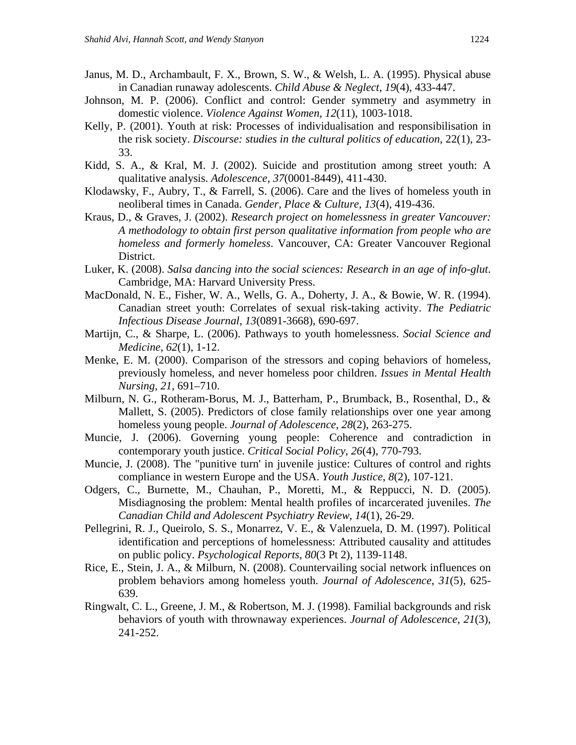Janus, M. D., Archambault, F. X., Brown, S. W., & Welsh, L. A. (1995). Physical abuse in Canadian runaway adolescents. *Child Abuse & Neglect*, *19*(4), 433-447.

Johnson, M. P. (2006). Conflict and control: Gender symmetry and asymmetry in domestic violence. *Violence Against Women*, *12*(11), 1003-1018.

Kelly, P. (2001). Youth at risk: Processes of individualisation and responsibilisation in the risk society. *Discourse: studies in the cultural politics of education*, 22(1), 23-33.

Kidd, S. A., & Kral, M. J. (2002). Suicide and prostitution among street youth: A qualitative analysis. *Adolescence*, *37*(0001-8449), 411-430.

Klodawsky, F., Aubry, T., & Farrell, S. (2006). Care and the lives of homeless youth in neoliberal times in Canada. *Gender, Place & Culture*, *13*(4), 419-436.

Kraus, D., & Graves, J. (2002). *Research project on homelessness in greater Vancouver: A methodology to obtain first person qualitative information from people who are homeless and formerly homeless*. Vancouver, CA: Greater Vancouver Regional District.

Luker, K. (2008). *Salsa dancing into the social sciences: Research in an age of info-glut*. Cambridge, MA: Harvard University Press.

MacDonald, N. E., Fisher, W. A., Wells, G. A., Doherty, J. A., & Bowie, W. R. (1994). Canadian street youth: Correlates of sexual risk-taking activity. *The Pediatric Infectious Disease Journal*, *13*(0891-3668), 690-697.

Martijn, C., & Sharpe, L. (2006). Pathways to youth homelessness. *Social Science and Medicine*, *62*(1), 1-12.

Menke, E. M. (2000). Comparison of the stressors and coping behaviors of homeless, previously homeless, and never homeless poor children. *Issues in Mental Health Nursing*, *21*, 691–710.

Milburn, N. G., Rotheram-Borus, M. J., Batterham, P., Brumback, B., Rosenthal, D., & Mallett, S. (2005). Predictors of close family relationships over one year among homeless young people. *Journal of Adolescence*, *28*(2), 263-275.

Muncie, J. (2006). Governing young people: Coherence and contradiction in contemporary youth justice. *Critical Social Policy*, *26*(4), 770-793.

Muncie, J. (2008). The "punitive turn' in juvenile justice: Cultures of control and rights compliance in western Europe and the USA. *Youth Justice*, *8*(2), 107-121.

Odgers, C., Burnette, M., Chauhan, P., Moretti, M., & Reppucci, N. D. (2005). Misdiagnosing the problem: Mental health profiles of incarcerated juveniles. *The Canadian Child and Adolescent Psychiatry Review*, *14*(1), 26-29.

Pellegrini, R. J., Queirolo, S. S., Monarrez, V. E., & Valenzuela, D. M. (1997). Political identification and perceptions of homelessness: Attributed causality and attitudes on public policy. *Psychological Reports*, *80*(3 Pt 2), 1139-1148.

Rice, E., Stein, J. A., & Milburn, N. (2008). Countervailing social network influences on problem behaviors among homeless youth. *Journal of Adolescence*, *31*(5), 625-639.

Ringwalt, C. L., Greene, J. M., & Robertson, M. J. (1998). Familial backgrounds and risk behaviors of youth with thrownaway experiences. *Journal of Adolescence*, *21*(3), 241-252.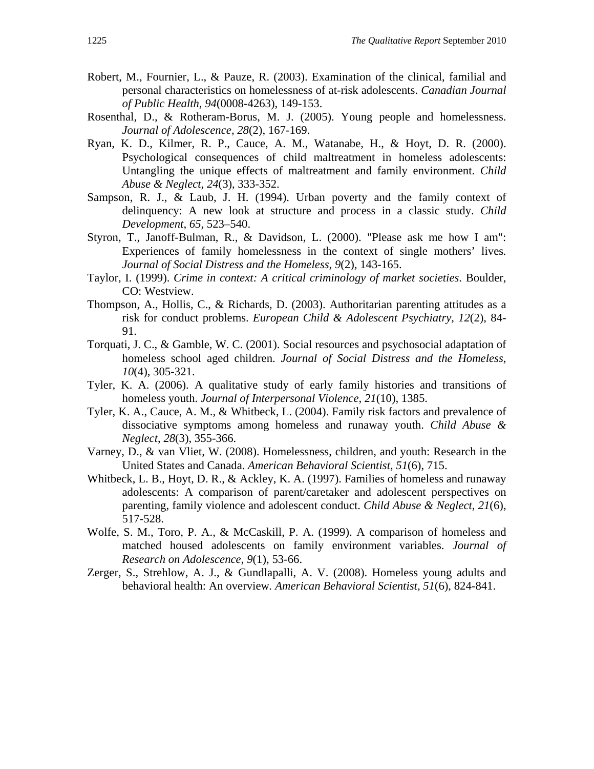Robert, M., Fournier, L., & Pauze, R. (2003). Examination of the clinical, familial and personal characteristics on homelessness of at-risk adolescents. *Canadian Journal of Public Health*, *94*(0008-4263), 149-153.

Rosenthal, D., & Rotheram-Borus, M. J. (2005). Young people and homelessness. *Journal of Adolescence*, *28*(2), 167-169.

Ryan, K. D., Kilmer, R. P., Cauce, A. M., Watanabe, H., & Hoyt, D. R. (2000). Psychological consequences of child maltreatment in homeless adolescents: Untangling the unique effects of maltreatment and family environment. *Child Abuse & Neglect*, *24*(3), 333-352.

Sampson, R. J., & Laub, J. H. (1994). Urban poverty and the family context of delinquency: A new look at structure and process in a classic study. *Child Development*, *65*, 523–540.

Styron, T., Janoff-Bulman, R., & Davidson, L. (2000). "Please ask me how I am": Experiences of family homelessness in the context of single mothers' lives. *Journal of Social Distress and the Homeless*, *9*(2), 143-165.

Taylor, I. (1999). *Crime in context: A critical criminology of market societies*. Boulder, CO: Westview.

Thompson, A., Hollis, C., & Richards, D. (2003). Authoritarian parenting attitudes as a risk for conduct problems. *European Child & Adolescent Psychiatry*, *12*(2), 84-91.

Torquati, J. C., & Gamble, W. C. (2001). Social resources and psychosocial adaptation of homeless school aged children. *Journal of Social Distress and the Homeless*, *10*(4), 305-321.

Tyler, K. A. (2006). A qualitative study of early family histories and transitions of homeless youth. *Journal of Interpersonal Violence*, *21*(10), 1385.

Tyler, K. A., Cauce, A. M., & Whitbeck, L. (2004). Family risk factors and prevalence of dissociative symptoms among homeless and runaway youth. *Child Abuse & Neglect*, *28*(3), 355-366.

Varney, D., & van Vliet, W. (2008). Homelessness, children, and youth: Research in the United States and Canada. *American Behavioral Scientist*, *51*(6), 715.

Whitbeck, L. B., Hoyt, D. R., & Ackley, K. A. (1997). Families of homeless and runaway adolescents: A comparison of parent/caretaker and adolescent perspectives on parenting, family violence and adolescent conduct. *Child Abuse & Neglect*, *21*(6), 517-528.

Wolfe, S. M., Toro, P. A., & McCaskill, P. A. (1999). A comparison of homeless and matched housed adolescents on family environment variables. *Journal of Research on Adolescence*, *9*(1), 53-66.

Zerger, S., Strehlow, A. J., & Gundlapalli, A. V. (2008). Homeless young adults and behavioral health: An overview. *American Behavioral Scientist, 51*(6), 824-841.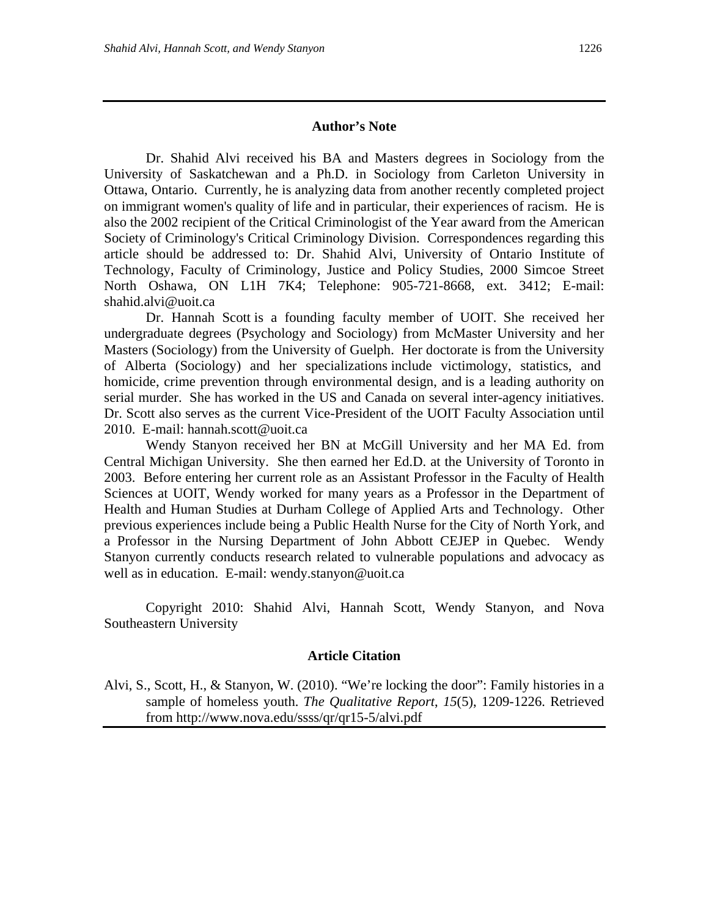## Author's Note

Dr. Shahid Alvi received his BA and Masters degrees in Sociology from the University of Saskatchewan and a Ph.D. in Sociology from Carleton University in Ottawa, Ontario. Currently, he is analyzing data from another recently completed project on immigrant women's quality of life and in particular, their experiences of racism. He is also the 2002 recipient of the Critical Criminologist of the Year award from the American Society of Criminology's Critical Criminology Division. Correspondences regarding this article should be addressed to: Dr. Shahid Alvi, University of Ontario Institute of Technology, Faculty of Criminology, Justice and Policy Studies, 2000 Simcoe Street North Oshawa, ON L1H 7K4; Telephone: 905-721-8668, ext. 3412; E-mail: shahid.alvi@uoit.ca

Dr. Hannah Scott is a founding faculty member of UOIT. She received her undergraduate degrees (Psychology and Sociology) from McMaster University and her Masters (Sociology) from the University of Guelph. Her doctorate is from the University of Alberta (Sociology) and her specializations include victimology, statistics, and homicide, crime prevention through environmental design, and is a leading authority on serial murder. She has worked in the US and Canada on several inter-agency initiatives. Dr. Scott also serves as the current Vice-President of the UOIT Faculty Association until 2010. E-mail: hannah.scott@uoit.ca

Wendy Stanyon received her BN at McGill University and her MA Ed. from Central Michigan University. She then earned her Ed.D. at the University of Toronto in 2003. Before entering her current role as an Assistant Professor in the Faculty of Health Sciences at UOIT, Wendy worked for many years as a Professor in the Department of Health and Human Studies at Durham College of Applied Arts and Technology. Other previous experiences include being a Public Health Nurse for the City of North York, and a Professor in the Nursing Department of John Abbott CEJEP in Quebec. Wendy Stanyon currently conducts research related to vulnerable populations and advocacy as well as in education. E-mail: wendy.stanyon@uoit.ca

Copyright 2010: Shahid Alvi, Hannah Scott, Wendy Stanyon, and Nova Southeastern University

## Article Citation

Alvi, S., Scott, H., & Stanyon, W. (2010). "We're locking the door": Family histories in a sample of homeless youth. *The Qualitative Report, 15*(5), 1209-1226. Retrieved from http://www.nova.edu/ssss/qr/qr15-5/alvi.pdf